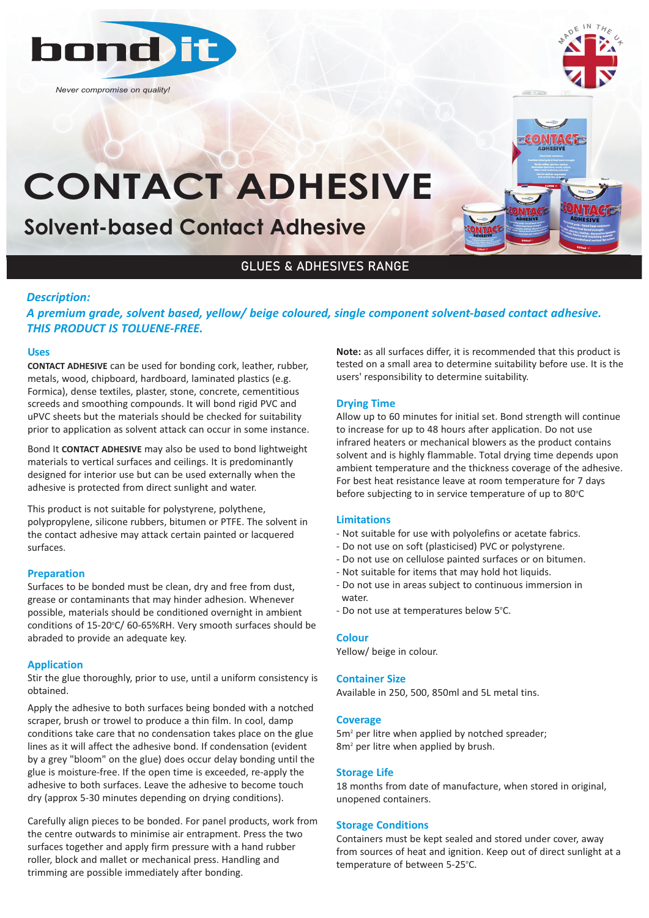bond it

*Never compromise on quality!*

MADE IN THE UK

# CONTACT ADHESIVE

## Solvent-based Contact Adhesive

GLUES & ADHESIVES RANGE

***Description:***

***A premium grade, solvent based, yellow/ beige coloured, single component solvent-based contact adhesive. THIS PRODUCT IS TOLUENE-FREE.***

### Uses

**CONTACT ADHESIVE** can be used for bonding cork, leather, rubber, metals, wood, chipboard, hardboard, laminated plastics (e.g. Formica), dense textiles, plaster, stone, concrete, cementitious screeds and smoothing compounds. It will bond rigid PVC and uPVC sheets but the materials should be checked for suitability prior to application as solvent attack can occur in some instance.

Bond It **CONTACT ADHESIVE** may also be used to bond lightweight materials to vertical surfaces and ceilings. It is predominantly designed for interior use but can be used externally when the adhesive is protected from direct sunlight and water.

This product is not suitable for polystyrene, polythene, polypropylene, silicone rubbers, bitumen or PTFE. The solvent in the contact adhesive may attack certain painted or lacquered surfaces.

### Preparation

Surfaces to be bonded must be clean, dry and free from dust, grease or contaminants that may hinder adhesion. Whenever possible, materials should be conditioned overnight in ambient conditions of 15-20°C/ 60-65%RH. Very smooth surfaces should be abraded to provide an adequate key.

### Application

Stir the glue thoroughly, prior to use, until a uniform consistency is obtained.

Apply the adhesive to both surfaces being bonded with a notched scraper, brush or trowel to produce a thin film. In cool, damp conditions take care that no condensation takes place on the glue lines as it will affect the adhesive bond. If condensation (evident by a grey "bloom" on the glue) does occur delay bonding until the glue is moisture-free. If the open time is exceeded, re-apply the adhesive to both surfaces. Leave the adhesive to become touch dry (approx 5-30 minutes depending on drying conditions).

Carefully align pieces to be bonded. For panel products, work from the centre outwards to minimise air entrapment. Press the two surfaces together and apply firm pressure with a hand rubber roller, block and mallet or mechanical press. Handling and trimming are possible immediately after bonding.

**Note:** as all surfaces differ, it is recommended that this product is tested on a small area to determine suitability before use. It is the users' responsibility to determine suitability.

### Drying Time

Allow up to 60 minutes for initial set. Bond strength will continue to increase for up to 48 hours after application. Do not use infrared heaters or mechanical blowers as the product contains solvent and is highly flammable. Total drying time depends upon ambient temperature and the thickness coverage of the adhesive. For best heat resistance leave at room temperature for 7 days before subjecting to in service temperature of up to 80°C

### Limitations

- Not suitable for use with polyolefins or acetate fabrics.
- Do not use on soft (plasticised) PVC or polystyrene.
- Do not use on cellulose painted surfaces or on bitumen.
- Not suitable for items that may hold hot liquids.
- Do not use in areas subject to continuous immersion in water.
- Do not use at temperatures below 5°C.

### Colour

Yellow/ beige in colour.

### Container Size

Available in 250, 500, 850ml and 5L metal tins.

### Coverage

5m$^2$ per litre when applied by notched spreader;
8m$^2$ per litre when applied by brush.

### Storage Life

18 months from date of manufacture, when stored in original, unopened containers.

### Storage Conditions

Containers must be kept sealed and stored under cover, away from sources of heat and ignition. Keep out of direct sunlight at a temperature of between 5-25°C.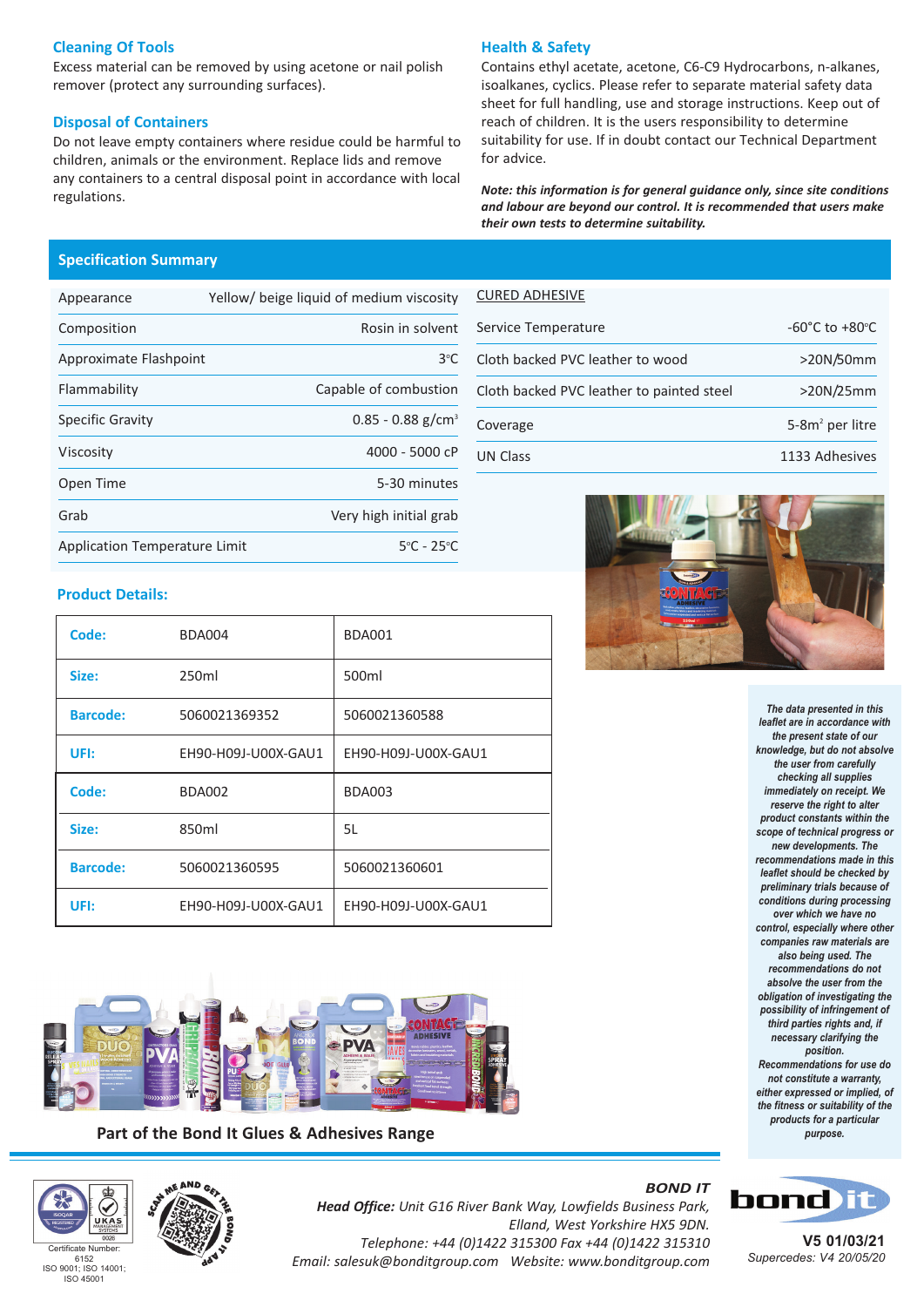### Cleaning Of Tools

Excess material can be removed by using acetone or nail polish remover (protect any surrounding surfaces).

### Disposal of Containers

Do not leave empty containers where residue could be harmful to children, animals or the environment. Replace lids and remove any containers to a central disposal point in accordance with local regulations.

### Health & Safety

Contains ethyl acetate, acetone, C6-C9 Hydrocarbons, n-alkanes, isoalkanes, cyclics. Please refer to separate material safety data sheet for full handling, use and storage instructions. Keep out of reach of children. It is the users responsibility to determine suitability for use. If in doubt contact our Technical Department for advice.

***Note: this information is for general guidance only, since site conditions and labour are beyond our control. It is recommended that users make their own tests to determine suitability.***

## Specification Summary

| | |
|---|---|
| Appearance | Yellow/ beige liquid of medium viscosity |
| Composition | Rosin in solvent |
| Approximate Flashpoint | 3°C |
| Flammability | Capable of combustion |
| Specific Gravity | 0.85 - 0.88 g/cm³ |
| Viscosity | 4000 - 5000 cP |
| Open Time | 5-30 minutes |
| Grab | Very high initial grab |
| Application Temperature Limit | 5°C - 25°C |

CURED ADHESIVE

| | |
|---|---|
| Service Temperature | -60°C to +80°C |
| Cloth backed PVC leather to wood | >20N/50mm |
| Cloth backed PVC leather to painted steel | >20N/25mm |
| Coverage | 5-8m² per litre |
| UN Class | 1133 Adhesives |

### Product Details:

| | | |
|---|---|---|
| **Code:** | BDA004 | BDA001 |
| **Size:** | 250ml | 500ml |
| **Barcode:** | 5060021369352 | 5060021360588 |
| **UFI:** | EH90-H09J-U00X-GAU1 | EH90-H09J-U00X-GAU1 |
| **Code:** | BDA002 | BDA003 |
| **Size:** | 850ml | 5L |
| **Barcode:** | 5060021360595 | 5060021360601 |
| **UFI:** | EH90-H09J-U00X-GAU1 | EH90-H09J-U00X-GAU1 |

*The data presented in this leaflet are in accordance with the present state of our knowledge, but do not absolve the user from carefully checking all supplies immediately on receipt. We reserve the right to alter product constants within the scope of technical progress or new developments. The recommendations made in this leaflet should be checked by preliminary trials because of conditions during processing over which we have no control, especially where other companies raw materials are also being used. The recommendations do not absolve the user from the obligation of investigating the possibility of infringement of third parties rights and, if necessary clarifying the position. Recommendations for use do not constitute a warranty, either expressed or implied, of the fitness or suitability of the products for a particular purpose.*

**Part of the Bond It Glues & Adhesives Range**

Certificate Number: 6152
ISO 9001; ISO 14001; ISO 45001

SCAN ME AND GET THE BOND IT APP

***BOND IT***
***Head Office:*** *Unit G16 River Bank Way, Lowfields Business Park, Elland, West Yorkshire HX5 9DN.*
*Telephone: +44 (0)1422 315300 Fax +44 (0)1422 315310*
*Email: salesuk@bonditgroup.com Website: www.bonditgroup.com*

**V5 01/03/21**
*Supercedes: V4 20/05/20*